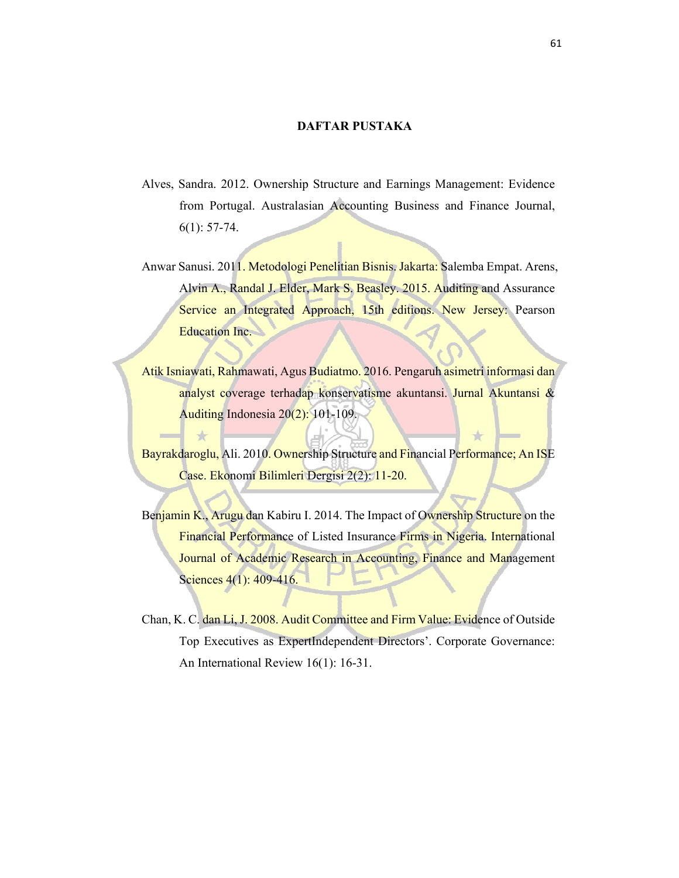# DAFTAR PUSTAKA

Alves, Sandra. 2012. Ownership Structure and Earnings Management: Evidence from Portugal. Australasian Accounting Business and Finance Journal, 6(1): 57-74.

Anwar Sanusi. 2011. Metodologi Penelitian Bisnis. Jakarta: Salemba Empat. Arens, Alvin A., Randal J. Elder, Mark S. Beasley. 2015. Auditing and Assurance Service an Integrated Approach, 15th editions. New Jersey: Pearson Education Inc.

Atik Isniawati, Rahmawati, Agus Budiatmo. 2016. Pengaruh asimetri informasi dan analyst coverage terhadap konservatisme akuntansi. Jurnal Akuntansi & Auditing Indonesia 20(2): 101-109.

Bayrakdaroglu, Ali. 2010. Ownership Structure and Financial Performance; An ISE Case. Ekonomi Bilimleri Dergisi 2(2): 11-20.

Benjamin K., Arugu dan Kabiru I. 2014. The Impact of Ownership Structure on the Financial Performance of Listed Insurance Firms in Nigeria. International Journal of Academic Research in Accounting, Finance and Management Sciences 4(1): 409-416.

Chan, K. C. dan Li, J. 2008. Audit Committee and Firm Value: Evidence of Outside Top Executives as ExpertIndependent Directors'. Corporate Governance: An International Review 16(1): 16-31.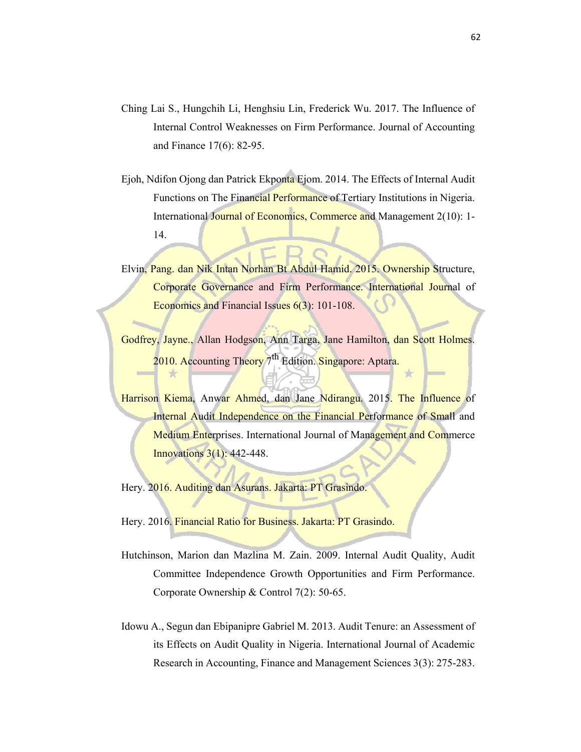Ching Lai S., Hungchih Li, Henghsiu Lin, Frederick Wu. 2017. The Influence of Internal Control Weaknesses on Firm Performance. Journal of Accounting and Finance 17(6): 82-95.

Ejoh, Ndifon Ojong dan Patrick Ekponta Ejom. 2014. The Effects of Internal Audit Functions on The Financial Performance of Tertiary Institutions in Nigeria. International Journal of Economics, Commerce and Management 2(10): 1-14.

Elvin, Pang. dan Nik Intan Norhan Bt Abdul Hamid. 2015. Ownership Structure, Corporate Governance and Firm Performance. International Journal of Economics and Financial Issues 6(3): 101-108.

Godfrey, Jayne., Allan Hodgson, Ann Targa, Jane Hamilton, dan Scott Holmes. 2010. Accounting Theory 7th Edition. Singapore: Aptara.

Harrison Kiema, Anwar Ahmed, dan Jane Ndirangu. 2015. The Influence of Internal Audit Independence on the Financial Performance of Small and Medium Enterprises. International Journal of Management and Commerce Innovations 3(1): 442-448.

Hery. 2016. Auditing dan Asurans. Jakarta: PT Grasindo.

Hery. 2016. Financial Ratio for Business. Jakarta: PT Grasindo.

Hutchinson, Marion dan Mazlina M. Zain. 2009. Internal Audit Quality, Audit Committee Independence Growth Opportunities and Firm Performance. Corporate Ownership & Control 7(2): 50-65.

Idowu A., Segun dan Ebipanipre Gabriel M. 2013. Audit Tenure: an Assessment of its Effects on Audit Quality in Nigeria. International Journal of Academic Research in Accounting, Finance and Management Sciences 3(3): 275-283.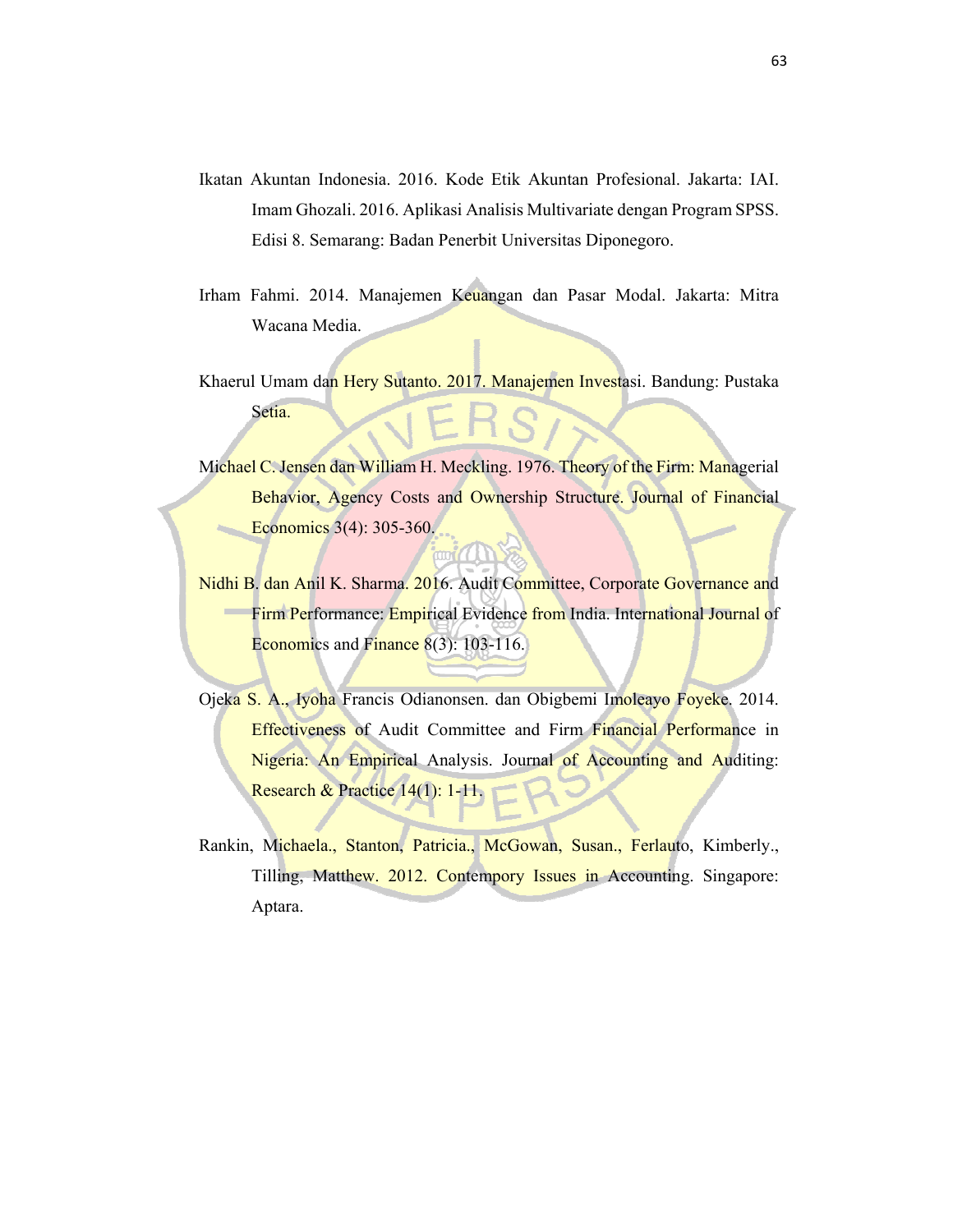Ikatan Akuntan Indonesia. 2016. Kode Etik Akuntan Profesional. Jakarta: IAI. Imam Ghozali. 2016. Aplikasi Analisis Multivariate dengan Program SPSS. Edisi 8. Semarang: Badan Penerbit Universitas Diponegoro.

Irham Fahmi. 2014. Manajemen Keuangan dan Pasar Modal. Jakarta: Mitra Wacana Media.

Khaerul Umam dan Hery Sutanto. 2017. Manajemen Investasi. Bandung: Pustaka Setia.

Michael C. Jensen dan William H. Meckling. 1976. Theory of the Firm: Managerial Behavior, Agency Costs and Ownership Structure. Journal of Financial Economics 3(4): 305-360.

Nidhi B. dan Anil K. Sharma. 2016. Audit Committee, Corporate Governance and Firm Performance: Empirical Evidence from India. International Journal of Economics and Finance 8(3): 103-116.

Ojeka S. A., Iyoha Francis Odianonsen. dan Obigbemi Imoleayo Foyeke. 2014. Effectiveness of Audit Committee and Firm Financial Performance in Nigeria: An Empirical Analysis. Journal of Accounting and Auditing: Research & Practice 14(1): 1-11.

Rankin, Michaela., Stanton, Patricia., McGowan, Susan., Ferlauto, Kimberly., Tilling, Matthew. 2012. Contempory Issues in Accounting. Singapore: Aptara.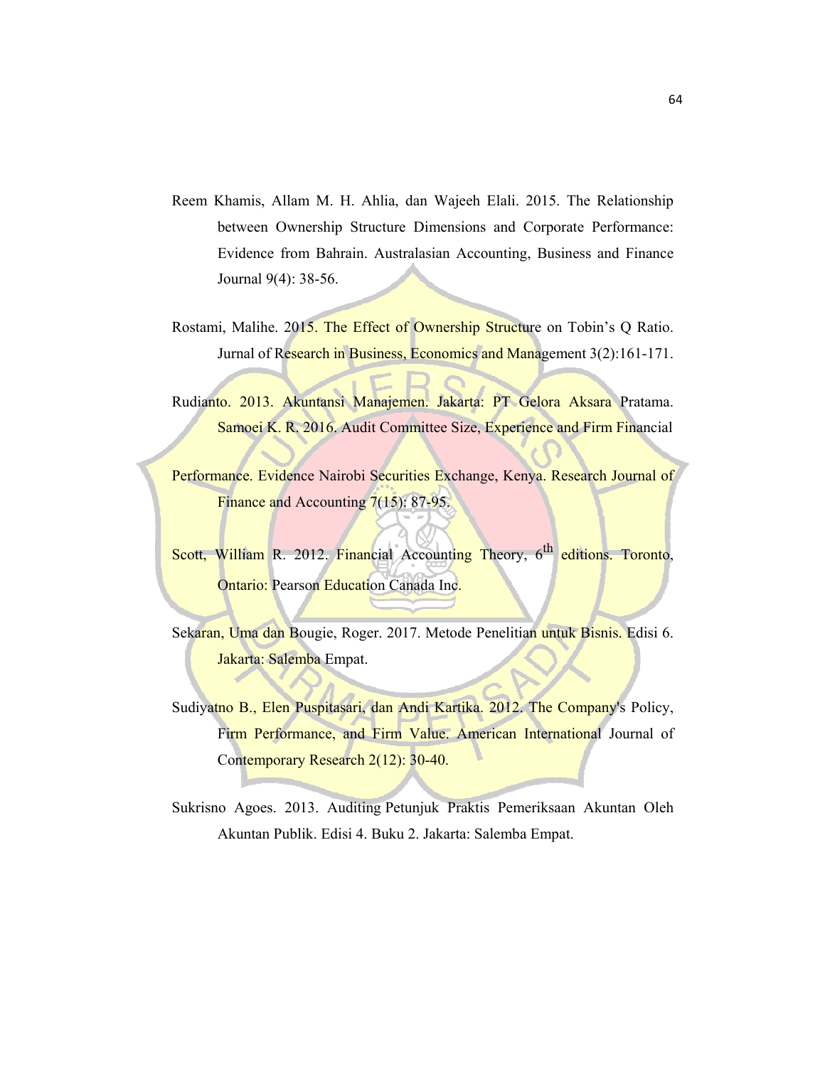Reem Khamis, Allam M. H. Ahlia, dan Wajeeh Elali. 2015. The Relationship between Ownership Structure Dimensions and Corporate Performance: Evidence from Bahrain. Australasian Accounting, Business and Finance Journal 9(4): 38-56.

Rostami, Malihe. 2015. The Effect of Ownership Structure on Tobin's Q Ratio. Jurnal of Research in Business, Economics and Management 3(2):161-171.

Rudianto. 2013. Akuntansi Manajemen. Jakarta: PT Gelora Aksara Pratama. Samoei K. R. 2016. Audit Committee Size, Experience and Firm Financial

Performance. Evidence Nairobi Securities Exchange, Kenya. Research Journal of Finance and Accounting 7(15): 87-95.

Scott, William R. 2012. Financial Accounting Theory, 6th editions. Toronto, Ontario: Pearson Education Canada Inc.

Sekaran, Uma dan Bougie, Roger. 2017. Metode Penelitian untuk Bisnis. Edisi 6. Jakarta: Salemba Empat.

Sudiyatno B., Elen Puspitasari, dan Andi Kartika. 2012. The Company's Policy, Firm Performance, and Firm Value. American International Journal of Contemporary Research 2(12): 30-40.

Sukrisno Agoes. 2013. Auditing Petunjuk Praktis Pemeriksaan Akuntan Oleh Akuntan Publik. Edisi 4. Buku 2. Jakarta: Salemba Empat.